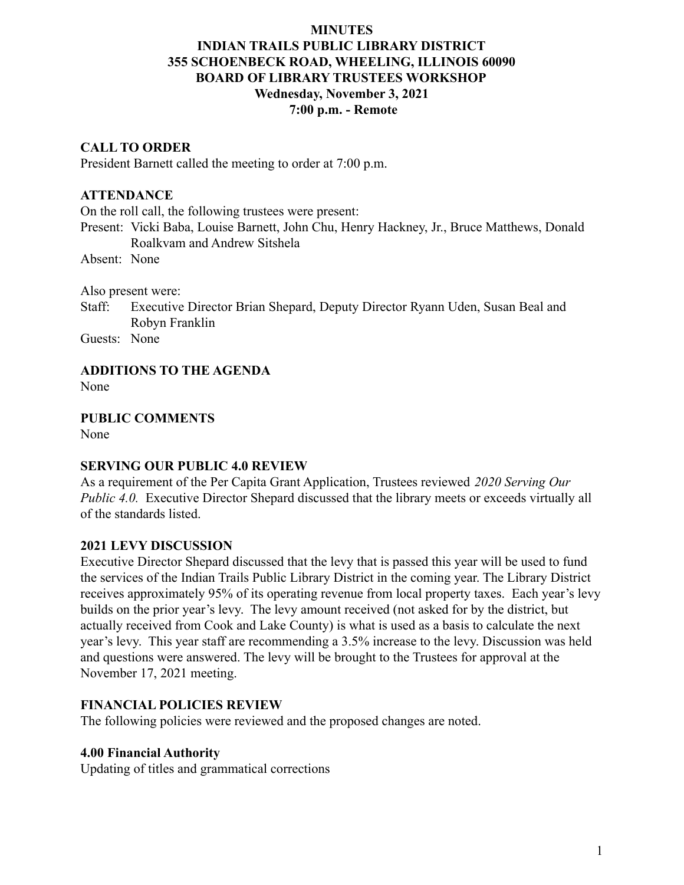# MINUTES
# INDIAN TRAILS PUBLIC LIBRARY DISTRICT
## 355 SCHOENBECK ROAD, WHEELING, ILLINOIS 60090
## BOARD OF LIBRARY TRUSTEES WORKSHOP
### Wednesday, November 3, 2021
### 7:00 p.m. - Remote

**CALL TO ORDER**

President Barnett called the meeting to order at 7:00 p.m.

**ATTENDANCE**

On the roll call, the following trustees were present:

Present: Vicki Baba, Louise Barnett, John Chu, Henry Hackney, Jr., Bruce Matthews, Donald Roalkvam and Andrew Sitshela

Absent: None

Also present were:

Staff: Executive Director Brian Shepard, Deputy Director Ryann Uden, Susan Beal and Robyn Franklin

Guests: None

**ADDITIONS TO THE AGENDA**

None

**PUBLIC COMMENTS**

None

**SERVING OUR PUBLIC 4.0 REVIEW**

As a requirement of the Per Capita Grant Application, Trustees reviewed *2020 Serving Our Public 4.0.* Executive Director Shepard discussed that the library meets or exceeds virtually all of the standards listed.

**2021 LEVY DISCUSSION**

Executive Director Shepard discussed that the levy that is passed this year will be used to fund the services of the Indian Trails Public Library District in the coming year. The Library District receives approximately 95% of its operating revenue from local property taxes. Each year's levy builds on the prior year's levy. The levy amount received (not asked for by the district, but actually received from Cook and Lake County) is what is used as a basis to calculate the next year's levy. This year staff are recommending a 3.5% increase to the levy. Discussion was held and questions were answered. The levy will be brought to the Trustees for approval at the November 17, 2021 meeting.

**FINANCIAL POLICIES REVIEW**

The following policies were reviewed and the proposed changes are noted.

**4.00 Financial Authority**

Updating of titles and grammatical corrections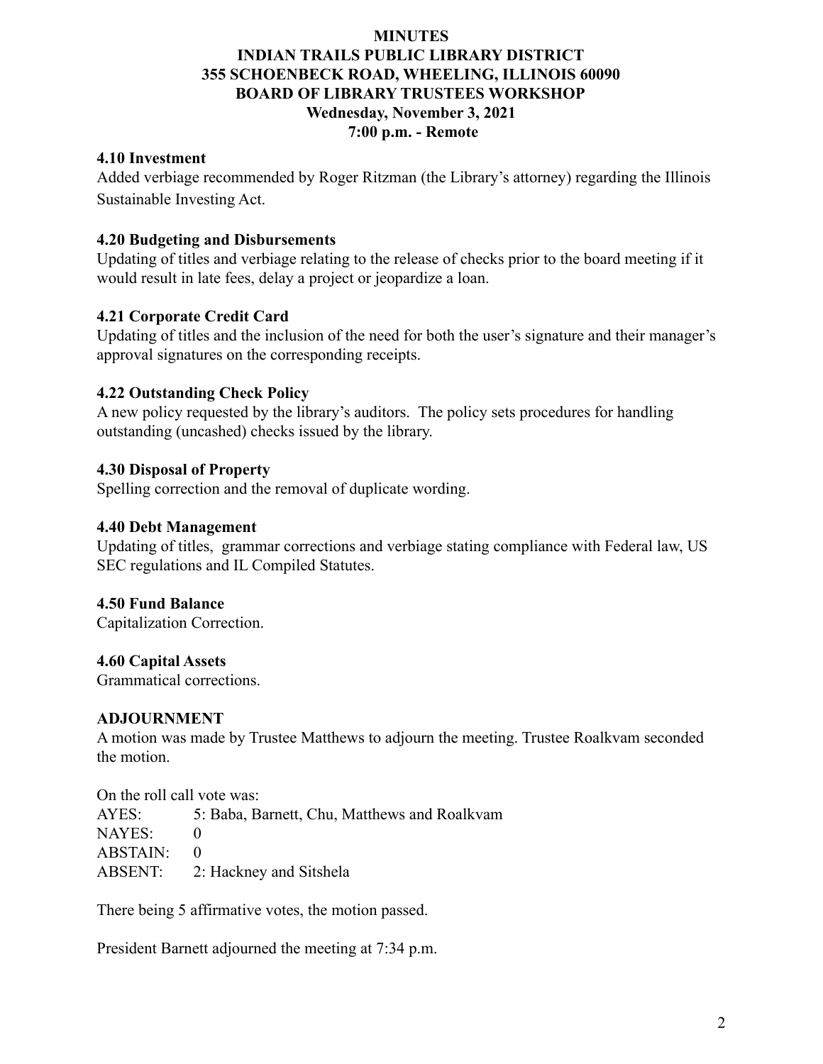**MINUTES**
**INDIAN TRAILS PUBLIC LIBRARY DISTRICT**
**355 SCHOENBECK ROAD, WHEELING, ILLINOIS 60090**
**BOARD OF LIBRARY TRUSTEES WORKSHOP**
**Wednesday, November 3, 2021**
**7:00 p.m. - Remote**

**4.10 Investment**
Added verbiage recommended by Roger Ritzman (the Library's attorney) regarding the Illinois Sustainable Investing Act.

**4.20 Budgeting and Disbursements**
Updating of titles and verbiage relating to the release of checks prior to the board meeting if it would result in late fees, delay a project or jeopardize a loan.

**4.21 Corporate Credit Card**
Updating of titles and the inclusion of the need for both the user's signature and their manager's approval signatures on the corresponding receipts.

**4.22 Outstanding Check Policy**
A new policy requested by the library's auditors. The policy sets procedures for handling outstanding (uncashed) checks issued by the library.

**4.30 Disposal of Property**
Spelling correction and the removal of duplicate wording.

**4.40 Debt Management**
Updating of titles, grammar corrections and verbiage stating compliance with Federal law, US SEC regulations and IL Compiled Statutes.

**4.50 Fund Balance**
Capitalization Correction.

**4.60 Capital Assets**
Grammatical corrections.

**ADJOURNMENT**
A motion was made by Trustee Matthews to adjourn the meeting. Trustee Roalkvam seconded the motion.

On the roll call vote was:
AYES: 5: Baba, Barnett, Chu, Matthews and Roalkvam
NAYES: 0
ABSTAIN: 0
ABSENT: 2: Hackney and Sitshela

There being 5 affirmative votes, the motion passed.

President Barnett adjourned the meeting at 7:34 p.m.